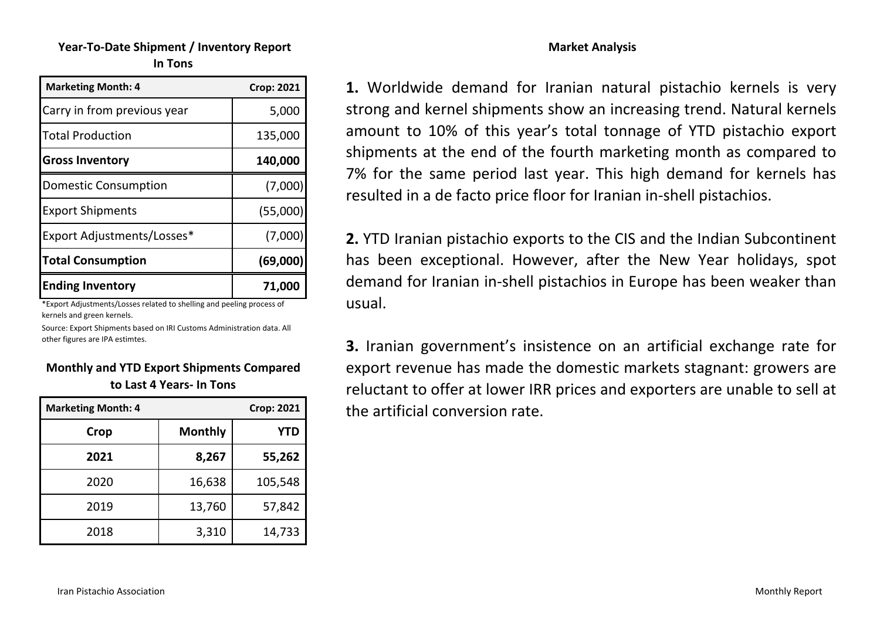### Year-To-Date Shipment / Inventory Report
**In Tons**

| Marketing Month: 4 | Crop: 2021 |
|---|---|
| Carry in from previous year | 5,000 |
| Total Production | 135,000 |
| **Gross Inventory** | **140,000** |
| Domestic Consumption | (7,000) |
| Export Shipments | (55,000) |
| Export Adjustments/Losses* | (7,000) |
| **Total Consumption** | **(69,000)** |
| **Ending Inventory** | **71,000** |

*Export Adjustments/Losses related to shelling and peeling process of kernels and green kernels.

Source: Export Shipments based on IRI Customs Administration data. All other figures are IPA estimtes.

### Monthly and YTD Export Shipments Compared to Last 4 Years- In Tons

| Marketing Month: 4 | | Crop: 2021 |
|---|---|---|
| **Crop** | **Monthly** | **YTD** |
| **2021** | **8,267** | **55,262** |
| 2020 | 16,638 | 105,548 |
| 2019 | 13,760 | 57,842 |
| 2018 | 3,310 | 14,733 |

### Market Analysis

**1.** Worldwide demand for Iranian natural pistachio kernels is very strong and kernel shipments show an increasing trend. Natural kernels amount to 10% of this year's total tonnage of YTD pistachio export shipments at the end of the fourth marketing month as compared to 7% for the same period last year. This high demand for kernels has resulted in a de facto price floor for Iranian in-shell pistachios.

**2.** YTD Iranian pistachio exports to the CIS and the Indian Subcontinent has been exceptional. However, after the New Year holidays, spot demand for Iranian in-shell pistachios in Europe has been weaker than usual.

**3.** Iranian government's insistence on an artificial exchange rate for export revenue has made the domestic markets stagnant: growers are reluctant to offer at lower IRR prices and exporters are unable to sell at the artificial conversion rate.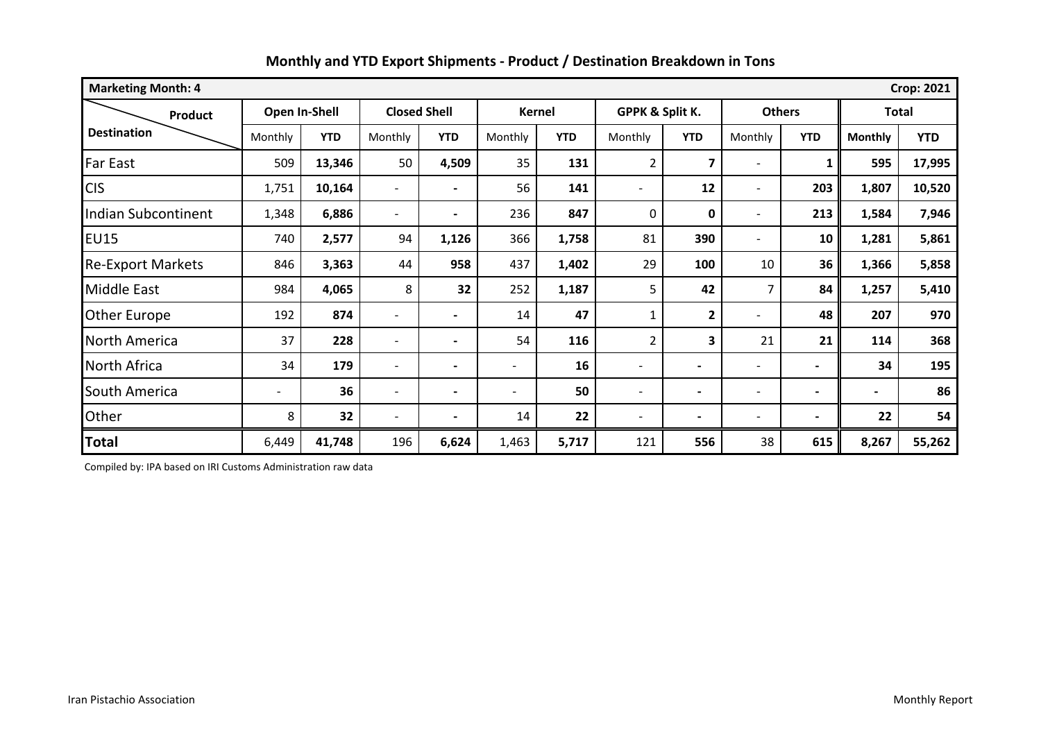## Monthly and YTD Export Shipments - Product / Destination Breakdown in Tons

| Marketing Month: 4 | | | | | | | | | | | | Crop: 2021 |
|---|---|---|---|---|---|---|---|---|---|---|---|---|
| Product / Destination | Open In-Shell | | Closed Shell | | Kernel | | GPPK & Split K. | | Others | | Total | |
| | Monthly | YTD | Monthly | YTD | Monthly | YTD | Monthly | YTD | Monthly | YTD | Monthly | YTD |
| Far East | 509 | **13,346** | 50 | **4,509** | 35 | **131** | 2 | **7** | - | **1** | **595** | **17,995** |
| CIS | 1,751 | **10,164** | - | **-** | 56 | **141** | - | **12** | - | **203** | **1,807** | **10,520** |
| Indian Subcontinent | 1,348 | **6,886** | - | **-** | 236 | **847** | 0 | **0** | - | **213** | **1,584** | **7,946** |
| EU15 | 740 | **2,577** | 94 | **1,126** | 366 | **1,758** | 81 | **390** | - | **10** | **1,281** | **5,861** |
| Re-Export Markets | 846 | **3,363** | 44 | **958** | 437 | **1,402** | 29 | **100** | 10 | **36** | **1,366** | **5,858** |
| Middle East | 984 | **4,065** | 8 | **32** | 252 | **1,187** | 5 | **42** | 7 | **84** | **1,257** | **5,410** |
| Other Europe | 192 | **874** | - | **-** | 14 | **47** | 1 | **2** | - | **48** | **207** | **970** |
| North America | 37 | **228** | - | **-** | 54 | **116** | 2 | **3** | 21 | **21** | **114** | **368** |
| North Africa | 34 | **179** | - | **-** | - | **16** | - | **-** | - | **-** | **34** | **195** |
| South America | - | **36** | - | **-** | - | **50** | - | **-** | - | **-** | **-** | **86** |
| Other | 8 | **32** | - | **-** | 14 | **22** | - | **-** | - | **-** | **22** | **54** |
| **Total** | 6,449 | **41,748** | 196 | **6,624** | 1,463 | **5,717** | 121 | **556** | 38 | **615** | **8,267** | **55,262** |

Compiled by: IPA based on IRI Customs Administration raw data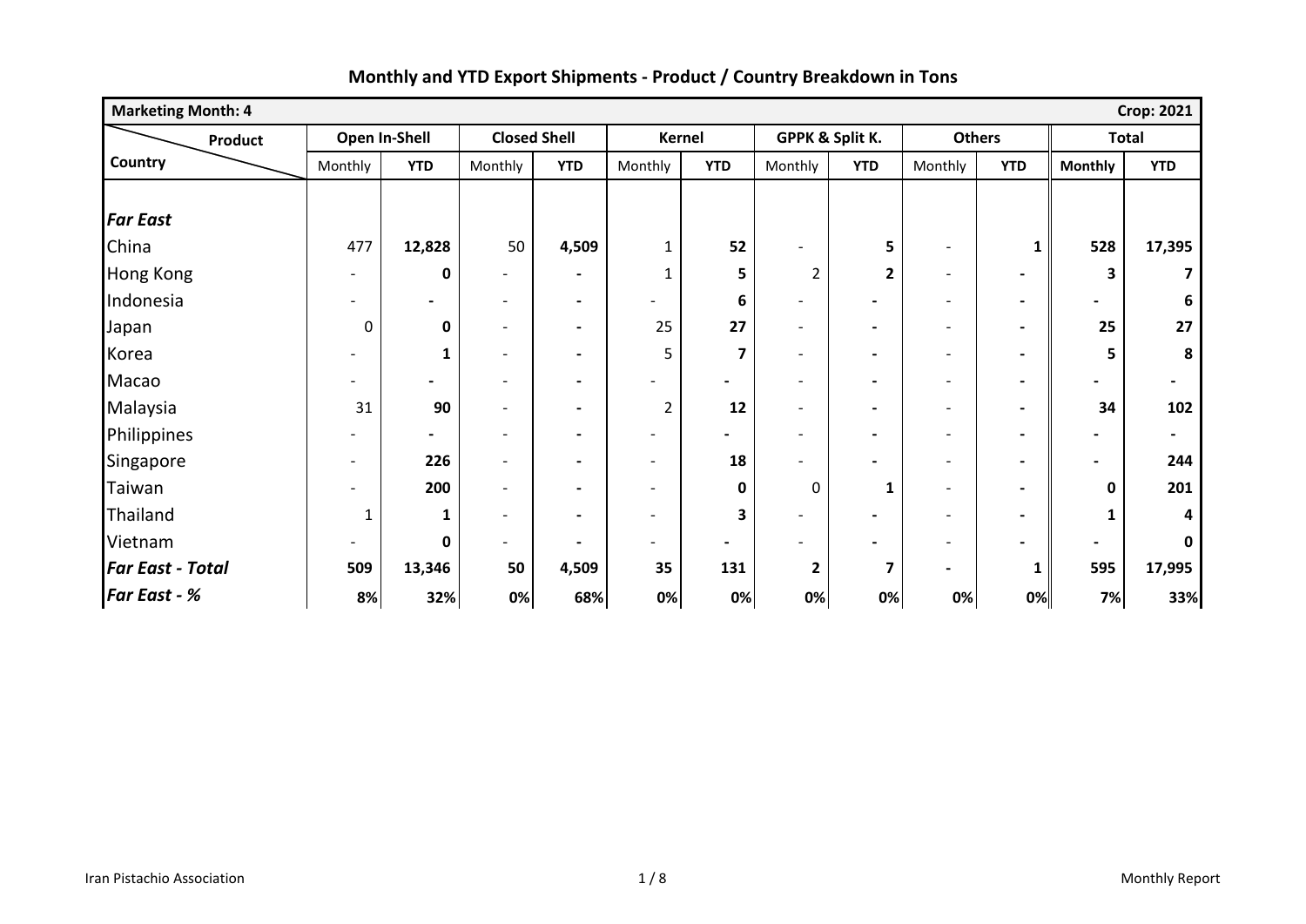# Monthly and YTD Export Shipments - Product / Country Breakdown in Tons

| Marketing Month: 4 | | | | | | | | | | | | Crop: 2021 |
|---|---|---|---|---|---|---|---|---|---|---|---|---|
| Product / Country | Open In-Shell | | Closed Shell | | Kernel | | GPPK & Split K. | | Others | | Total | |
| | Monthly | YTD | Monthly | YTD | Monthly | YTD | Monthly | YTD | Monthly | YTD | Monthly | YTD |
| ***Far East*** | | | | | | | | | | | | |
| China | 477 | **12,828** | 50 | **4,509** | 1 | **52** | - | **5** | - | **1** | **528** | **17,395** |
| Hong Kong | - | **0** | - | **-** | 1 | **5** | 2 | **2** | - | **-** | **3** | **7** |
| Indonesia | - | **-** | - | **-** | - | **6** | - | **-** | - | **-** | **-** | **6** |
| Japan | 0 | **0** | - | **-** | 25 | **27** | - | **-** | - | **-** | **25** | **27** |
| Korea | - | **1** | - | **-** | 5 | **7** | - | **-** | - | **-** | **5** | **8** |
| Macao | - | **-** | - | **-** | - | **-** | - | **-** | - | **-** | **-** | **-** |
| Malaysia | 31 | **90** | - | **-** | 2 | **12** | - | **-** | - | **-** | **34** | **102** |
| Philippines | - | **-** | - | **-** | - | **-** | - | **-** | - | **-** | **-** | **-** |
| Singapore | - | **226** | - | **-** | - | **18** | - | **-** | - | **-** | **-** | **244** |
| Taiwan | - | **200** | - | **-** | - | **0** | 0 | **1** | - | **-** | **0** | **201** |
| Thailand | 1 | **1** | - | **-** | - | **3** | - | **-** | - | **-** | **1** | **4** |
| Vietnam | - | **0** | - | **-** | - | **-** | - | **-** | - | **-** | **-** | **0** |
| ***Far East - Total*** | **509** | **13,346** | **50** | **4,509** | **35** | **131** | **2** | **7** | **-** | **1** | **595** | **17,995** |
| ***Far East - %*** | **8%** | **32%** | **0%** | **68%** | **0%** | **0%** | **0%** | **0%** | **0%** | **0%** | **7%** | **33%** |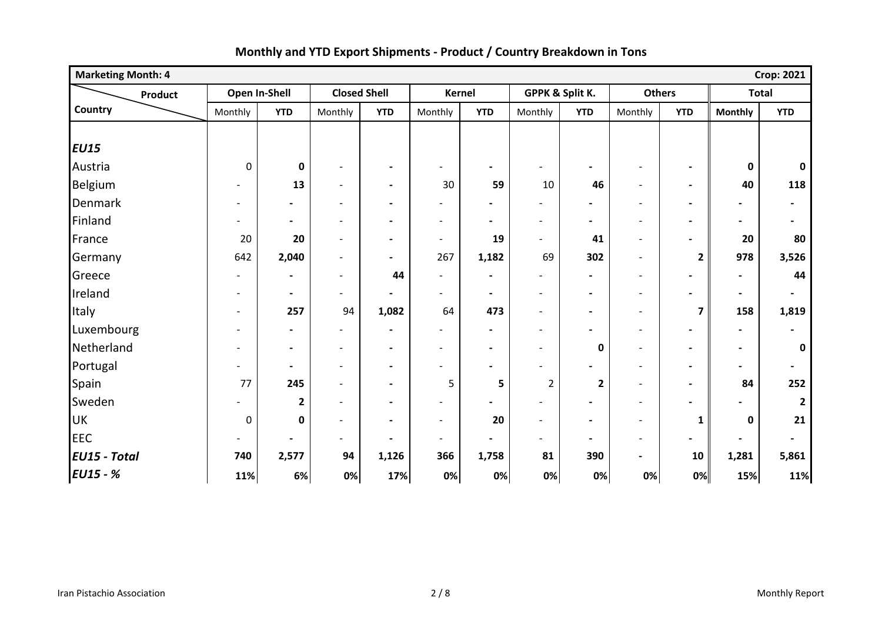## Monthly and YTD Export Shipments - Product / Country Breakdown in Tons

| Marketing Month: 4 | | | | | | | | | | | | Crop: 2021 |
|---|---|---|---|---|---|---|---|---|---|---|---|---|
| Product / Country | Open In-Shell | | Closed Shell | | Kernel | | GPPK & Split K. | | Others | | Total | |
| | Monthly | YTD | Monthly | YTD | Monthly | YTD | Monthly | YTD | Monthly | YTD | Monthly | YTD |
| ***EU15*** | | | | | | | | | | | | |
| Austria | 0 | **0** | - | **-** | - | **-** | - | **-** | - | **-** | **0** | **0** |
| Belgium | - | **13** | - | **-** | 30 | **59** | 10 | **46** | - | **-** | **40** | **118** |
| Denmark | - | **-** | - | **-** | - | **-** | - | **-** | - | **-** | **-** | **-** |
| Finland | - | **-** | - | **-** | - | **-** | - | **-** | - | **-** | **-** | **-** |
| France | 20 | **20** | - | **-** | - | **19** | - | **41** | - | **-** | **20** | **80** |
| Germany | 642 | **2,040** | - | **-** | 267 | **1,182** | 69 | **302** | - | **2** | **978** | **3,526** |
| Greece | - | **-** | - | **44** | - | **-** | - | **-** | - | **-** | **-** | **44** |
| Ireland | - | **-** | - | **-** | - | **-** | - | **-** | - | **-** | **-** | **-** |
| Italy | - | **257** | 94 | **1,082** | 64 | **473** | - | **-** | - | **7** | **158** | **1,819** |
| Luxembourg | - | **-** | - | **-** | - | **-** | - | **-** | - | **-** | **-** | **-** |
| Netherland | - | **-** | - | **-** | - | **-** | - | **0** | - | **-** | **-** | **0** |
| Portugal | - | **-** | - | **-** | - | **-** | - | **-** | - | **-** | **-** | **-** |
| Spain | 77 | **245** | - | **-** | 5 | **5** | 2 | **2** | - | **-** | **84** | **252** |
| Sweden | - | **2** | - | **-** | - | **-** | - | **-** | - | **-** | **-** | **2** |
| UK | 0 | **0** | - | **-** | - | **20** | - | **-** | - | **1** | **0** | **21** |
| EEC | - | **-** | - | **-** | - | **-** | - | **-** | - | **-** | **-** | **-** |
| ***EU15 - Total*** | **740** | **2,577** | **94** | **1,126** | **366** | **1,758** | **81** | **390** | **-** | **10** | **1,281** | **5,861** |
| ***EU15 - %*** | **11%** | **6%** | **0%** | **17%** | **0%** | **0%** | **0%** | **0%** | **0%** | **0%** | **15%** | **11%** |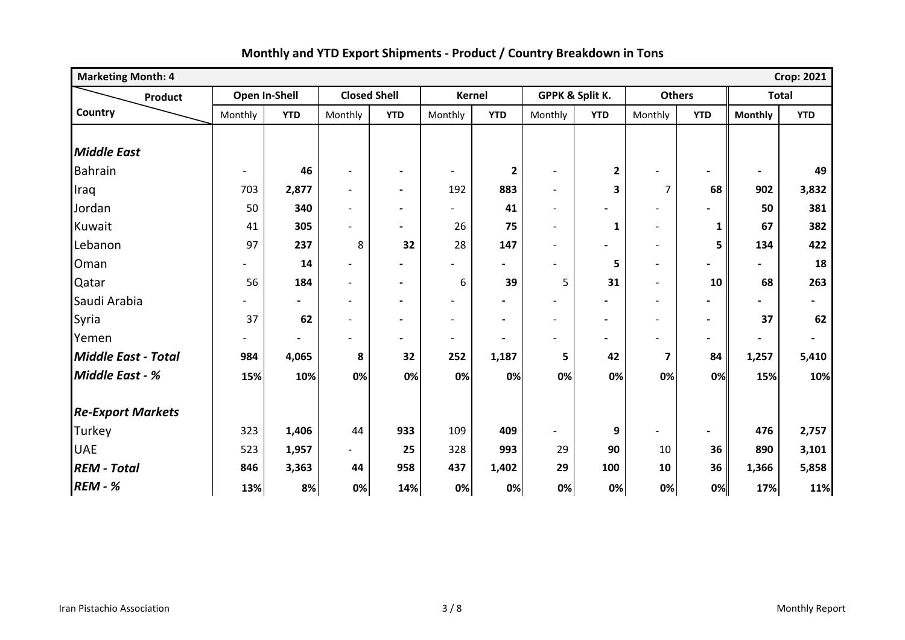# Monthly and YTD Export Shipments - Product / Country Breakdown in Tons

| Marketing Month: 4 | | | | | | | | | | | | Crop: 2021 |
|---|---|---|---|---|---|---|---|---|---|---|---|---|
| Product / Country | Open In-Shell | | Closed Shell | | Kernel | | GPPK & Split K. | | Others | | Total | |
| | Monthly | YTD | Monthly | YTD | Monthly | YTD | Monthly | YTD | Monthly | YTD | Monthly | YTD |
| ***Middle East*** | | | | | | | | | | | | |
| Bahrain | - | **46** | - | **-** | - | **2** | - | **2** | - | **-** | **-** | **49** |
| Iraq | 703 | **2,877** | - | **-** | 192 | **883** | - | **3** | 7 | **68** | **902** | **3,832** |
| Jordan | 50 | **340** | - | **-** | - | **41** | - | **-** | - | **-** | **50** | **381** |
| Kuwait | 41 | **305** | - | **-** | 26 | **75** | - | **1** | - | **1** | **67** | **382** |
| Lebanon | 97 | **237** | 8 | **32** | 28 | **147** | - | **-** | - | **5** | **134** | **422** |
| Oman | - | **14** | - | **-** | - | **-** | - | **5** | - | **-** | **-** | **18** |
| Qatar | 56 | **184** | - | **-** | 6 | **39** | 5 | **31** | - | **10** | **68** | **263** |
| Saudi Arabia | - | **-** | - | **-** | - | **-** | - | **-** | - | **-** | **-** | **-** |
| Syria | 37 | **62** | - | **-** | - | **-** | - | **-** | - | **-** | **37** | **62** |
| Yemen | - | **-** | - | **-** | - | **-** | - | **-** | - | **-** | **-** | **-** |
| ***Middle East - Total*** | **984** | **4,065** | **8** | **32** | **252** | **1,187** | **5** | **42** | **7** | **84** | **1,257** | **5,410** |
| ***Middle East - %*** | **15%** | **10%** | **0%** | **0%** | **0%** | **0%** | **0%** | **0%** | **0%** | **0%** | **15%** | **10%** |
| ***Re-Export Markets*** | | | | | | | | | | | | |
| Turkey | 323 | **1,406** | 44 | **933** | 109 | **409** | - | **9** | - | **-** | **476** | **2,757** |
| UAE | 523 | **1,957** | - | **25** | 328 | **993** | 29 | **90** | 10 | **36** | **890** | **3,101** |
| ***REM - Total*** | **846** | **3,363** | **44** | **958** | **437** | **1,402** | **29** | **100** | **10** | **36** | **1,366** | **5,858** |
| ***REM - %*** | **13%** | **8%** | **0%** | **14%** | **0%** | **0%** | **0%** | **0%** | **0%** | **0%** | **17%** | **11%** |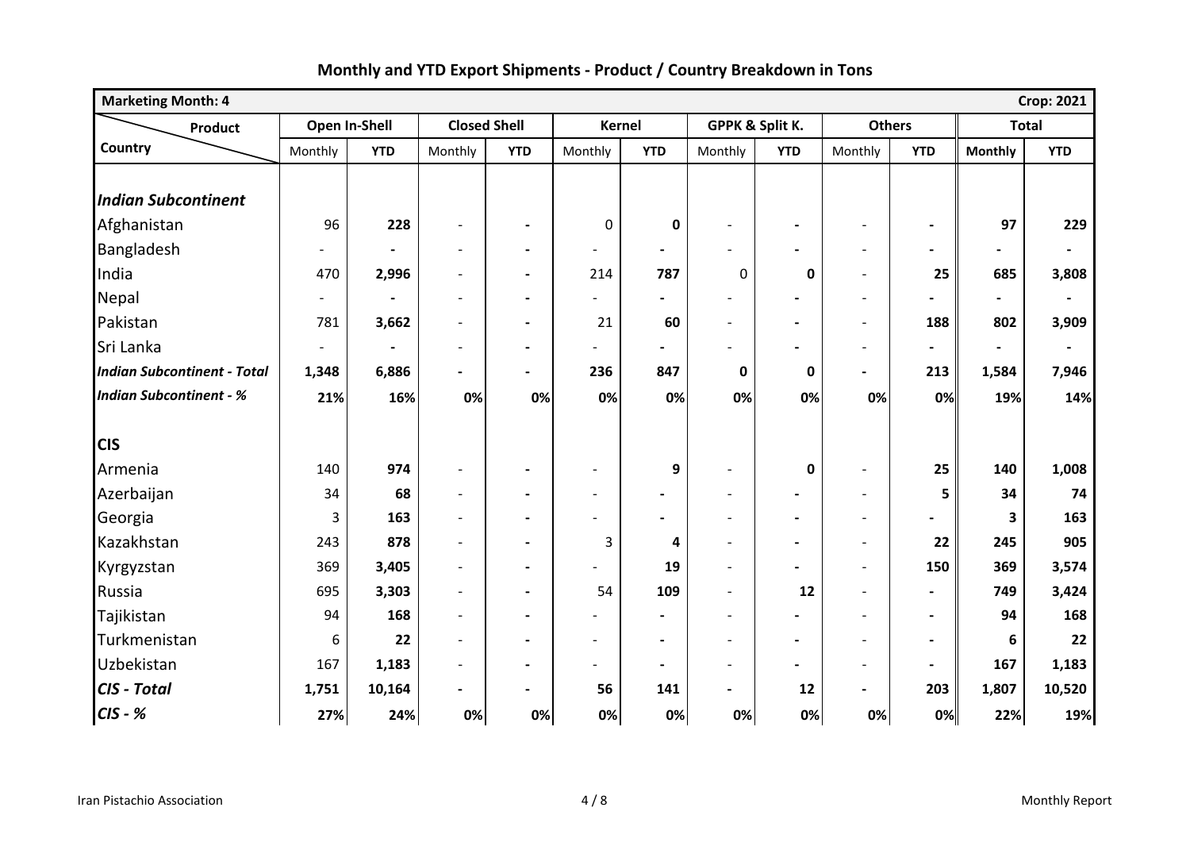## Monthly and YTD Export Shipments - Product / Country Breakdown in Tons

| Marketing Month: 4 | | | | | | | | | | | | Crop: 2021 |
|---|---|---|---|---|---|---|---|---|---|---|---|---|
| Product / Country | Open In-Shell | | Closed Shell | | Kernel | | GPPK & Split K. | | Others | | Total | |
| | Monthly | YTD | Monthly | YTD | Monthly | YTD | Monthly | YTD | Monthly | YTD | Monthly | YTD |
| ***Indian Subcontinent*** | | | | | | | | | | | | |
| Afghanistan | 96 | **228** | - | - | 0 | **0** | - | - | - | - | **97** | **229** |
| Bangladesh | - | - | - | - | - | - | - | - | - | - | - | - |
| India | 470 | **2,996** | - | - | 214 | **787** | 0 | **0** | - | **25** | **685** | **3,808** |
| Nepal | - | - | - | - | - | - | - | - | - | - | - | - |
| Pakistan | 781 | **3,662** | - | - | 21 | **60** | - | - | - | **188** | **802** | **3,909** |
| Sri Lanka | - | - | - | - | - | - | - | - | - | - | - | - |
| ***Indian Subcontinent - Total*** | **1,348** | **6,886** | - | - | **236** | **847** | **0** | **0** | - | **213** | **1,584** | **7,946** |
| ***Indian Subcontinent - %*** | **21%** | **16%** | **0%** | **0%** | **0%** | **0%** | **0%** | **0%** | **0%** | **0%** | **19%** | **14%** |
| **CIS** | | | | | | | | | | | | |
| Armenia | 140 | **974** | - | - | - | **9** | - | **0** | - | **25** | **140** | **1,008** |
| Azerbaijan | 34 | **68** | - | - | - | - | - | - | - | **5** | **34** | **74** |
| Georgia | 3 | **163** | - | - | - | - | - | - | - | - | **3** | **163** |
| Kazakhstan | 243 | **878** | - | - | 3 | **4** | - | - | - | **22** | **245** | **905** |
| Kyrgyzstan | 369 | **3,405** | - | - | - | **19** | - | - | - | **150** | **369** | **3,574** |
| Russia | 695 | **3,303** | - | - | 54 | **109** | - | **12** | - | - | **749** | **3,424** |
| Tajikistan | 94 | **168** | - | - | - | - | - | - | - | - | **94** | **168** |
| Turkmenistan | 6 | **22** | - | - | - | - | - | - | - | - | **6** | **22** |
| Uzbekistan | 167 | **1,183** | - | - | - | - | - | - | - | - | **167** | **1,183** |
| ***CIS - Total*** | **1,751** | **10,164** | - | - | **56** | **141** | - | **12** | - | **203** | **1,807** | **10,520** |
| ***CIS - %*** | **27%** | **24%** | **0%** | **0%** | **0%** | **0%** | **0%** | **0%** | **0%** | **0%** | **22%** | **19%** |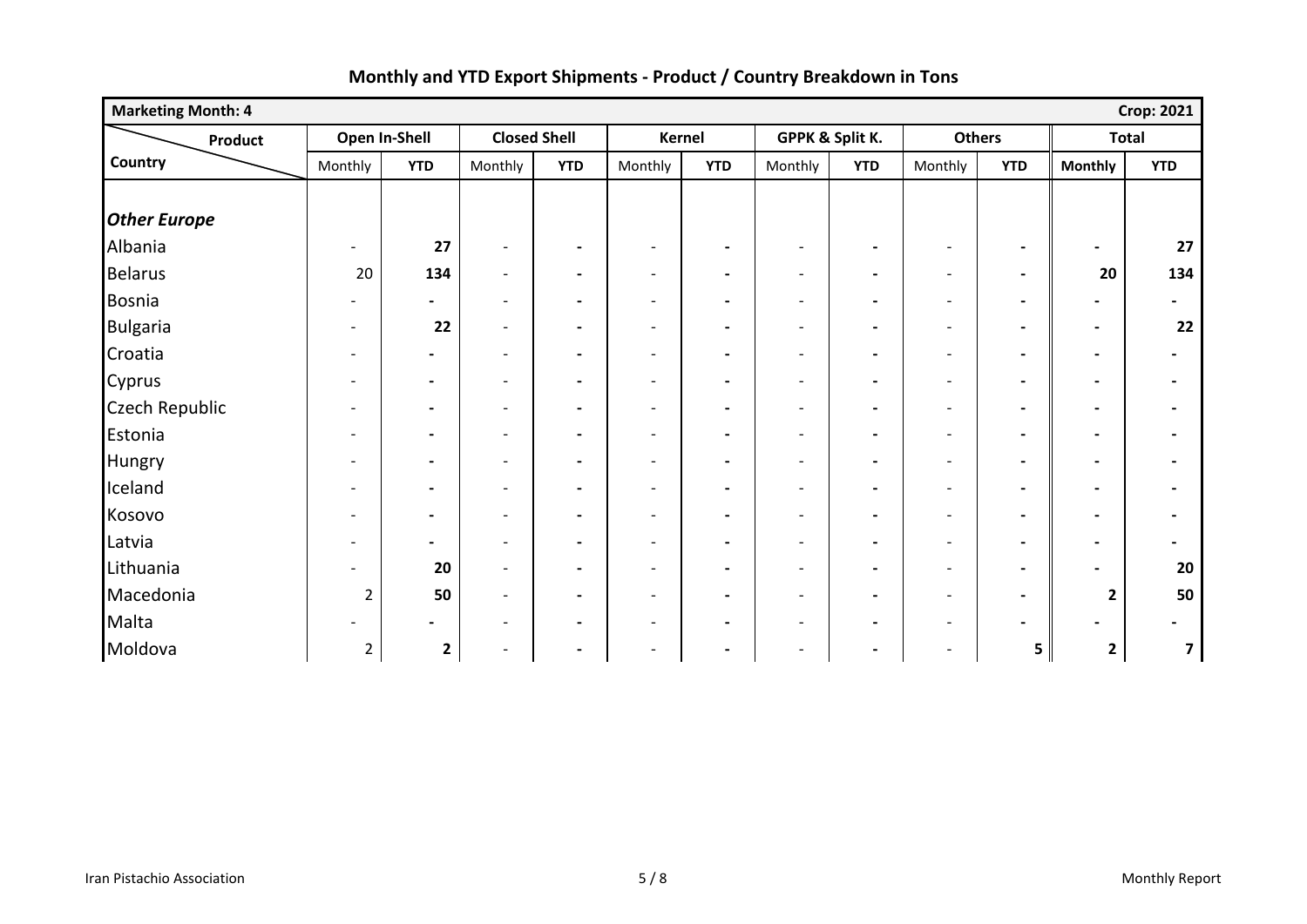## Monthly and YTD Export Shipments - Product / Country Breakdown in Tons

| Marketing Month: 4 | | | | | | | | | | | | Crop: 2021 |
|---|---|---|---|---|---|---|---|---|---|---|---|---|
| Product / Country | Open In-Shell | | Closed Shell | | Kernel | | GPPK & Split K. | | Others | | Total | |
| | Monthly | YTD | Monthly | YTD | Monthly | YTD | Monthly | YTD | Monthly | YTD | Monthly | YTD |
| ***Other Europe*** | | | | | | | | | | | | |
| Albania | - | **27** | - | **-** | - | **-** | - | **-** | - | **-** | **-** | **27** |
| Belarus | 20 | **134** | - | **-** | - | **-** | - | **-** | - | **-** | **20** | **134** |
| Bosnia | - | **-** | - | **-** | - | **-** | - | **-** | - | **-** | **-** | **-** |
| Bulgaria | - | **22** | - | **-** | - | **-** | - | **-** | - | **-** | **-** | **22** |
| Croatia | - | **-** | - | **-** | - | **-** | - | **-** | - | **-** | **-** | **-** |
| Cyprus | - | **-** | - | **-** | - | **-** | - | **-** | - | **-** | **-** | **-** |
| Czech Republic | - | **-** | - | **-** | - | **-** | - | **-** | - | **-** | **-** | **-** |
| Estonia | - | **-** | - | **-** | - | **-** | - | **-** | - | **-** | **-** | **-** |
| Hungry | - | **-** | - | **-** | - | **-** | - | **-** | - | **-** | **-** | **-** |
| Iceland | - | **-** | - | **-** | - | **-** | - | **-** | - | **-** | **-** | **-** |
| Kosovo | - | **-** | - | **-** | - | **-** | - | **-** | - | **-** | **-** | **-** |
| Latvia | - | **-** | - | **-** | - | **-** | - | **-** | - | **-** | **-** | **-** |
| Lithuania | - | **20** | - | **-** | - | **-** | - | **-** | - | **-** | **-** | **20** |
| Macedonia | 2 | **50** | - | **-** | - | **-** | - | **-** | - | **-** | **2** | **50** |
| Malta | - | **-** | - | **-** | - | **-** | - | **-** | - | **-** | **-** | **-** |
| Moldova | 2 | **2** | - | **-** | - | **-** | - | **-** | - | **5** | **2** | **7** |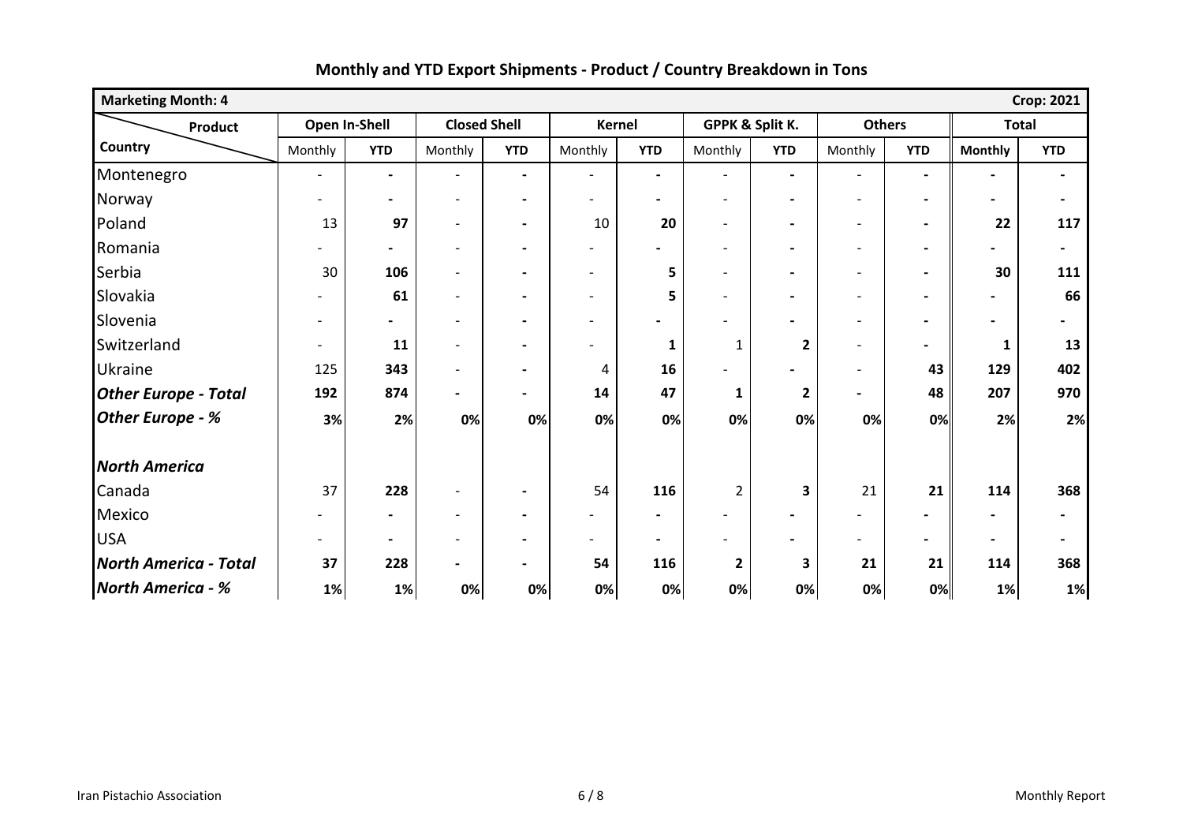## Monthly and YTD Export Shipments - Product / Country Breakdown in Tons

| Marketing Month: 4 | | | | | | | | | | | | Crop: 2021 |
|---|---|---|---|---|---|---|---|---|---|---|---|---|
| Product / Country | Open In-Shell | | Closed Shell | | Kernel | | GPPK & Split K. | | Others | | Total | |
| | Monthly | YTD | Monthly | YTD | Monthly | YTD | Monthly | YTD | Monthly | YTD | Monthly | YTD |
| Montenegro | - | - | - | - | - | - | - | - | - | - | - | - |
| Norway | - | - | - | - | - | - | - | - | - | - | - | - |
| Poland | 13 | **97** | - | - | 10 | **20** | - | - | - | - | **22** | **117** |
| Romania | - | - | - | - | - | - | - | - | - | - | - | - |
| Serbia | 30 | **106** | - | - | - | **5** | - | - | - | - | **30** | **111** |
| Slovakia | - | **61** | - | - | - | **5** | - | - | - | - | - | **66** |
| Slovenia | - | - | - | - | - | - | - | - | - | - | - | - |
| Switzerland | - | **11** | - | - | - | **1** | 1 | **2** | - | - | **1** | **13** |
| Ukraine | 125 | **343** | - | - | 4 | **16** | - | - | - | **43** | **129** | **402** |
| ***Other Europe - Total*** | **192** | **874** | - | - | **14** | **47** | **1** | **2** | - | **48** | **207** | **970** |
| ***Other Europe - %*** | **3%** | **2%** | **0%** | **0%** | **0%** | **0%** | **0%** | **0%** | **0%** | **0%** | **2%** | **2%** |
| | | | | | | | | | | | | |
| ***North America*** | | | | | | | | | | | | |
| Canada | 37 | **228** | - | - | 54 | **116** | 2 | **3** | 21 | **21** | **114** | **368** |
| Mexico | - | - | - | - | - | - | - | - | - | - | - | - |
| USA | - | - | - | - | - | - | - | - | - | - | - | - |
| ***North America - Total*** | **37** | **228** | - | - | **54** | **116** | **2** | **3** | **21** | **21** | **114** | **368** |
| ***North America - %*** | **1%** | **1%** | **0%** | **0%** | **0%** | **0%** | **0%** | **0%** | **0%** | **0%** | **1%** | **1%** |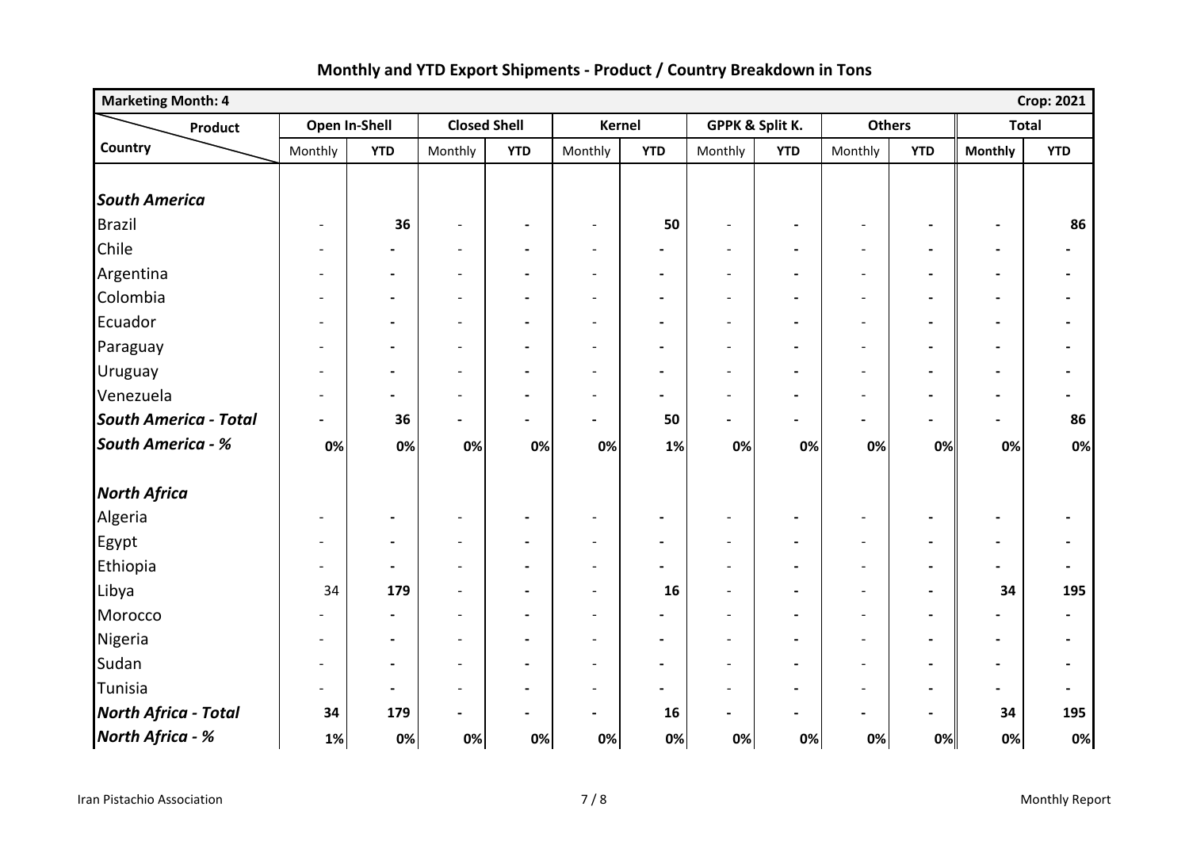## Monthly and YTD Export Shipments - Product / Country Breakdown in Tons

| Marketing Month: 4 | | | | | | | | | | | | Crop: 2021 |
|---|---|---|---|---|---|---|---|---|---|---|---|---|
| Product / Country | Open In-Shell | | Closed Shell | | Kernel | | GPPK & Split K. | | Others | | Total | |
| | Monthly | YTD | Monthly | YTD | Monthly | YTD | Monthly | YTD | Monthly | YTD | Monthly | YTD |
| ***South America*** | | | | | | | | | | | | |
| Brazil | - | 36 | - | - | - | 50 | - | - | - | - | - | 86 |
| Chile | - | - | - | - | - | - | - | - | - | - | - | - |
| Argentina | - | - | - | - | - | - | - | - | - | - | - | - |
| Colombia | - | - | - | - | - | - | - | - | - | - | - | - |
| Ecuador | - | - | - | - | - | - | - | - | - | - | - | - |
| Paraguay | - | - | - | - | - | - | - | - | - | - | - | - |
| Uruguay | - | - | - | - | - | - | - | - | - | - | - | - |
| Venezuela | - | - | - | - | - | - | - | - | - | - | - | - |
| ***South America - Total*** | - | 36 | - | - | - | 50 | - | - | - | - | - | 86 |
| ***South America - %*** | 0% | 0% | 0% | 0% | 0% | 1% | 0% | 0% | 0% | 0% | 0% | 0% |
| ***North Africa*** | | | | | | | | | | | | |
| Algeria | - | - | - | - | - | - | - | - | - | - | - | - |
| Egypt | - | - | - | - | - | - | - | - | - | - | - | - |
| Ethiopia | - | - | - | - | - | - | - | - | - | - | - | - |
| Libya | 34 | 179 | - | - | - | 16 | - | - | - | - | 34 | 195 |
| Morocco | - | - | - | - | - | - | - | - | - | - | - | - |
| Nigeria | - | - | - | - | - | - | - | - | - | - | - | - |
| Sudan | - | - | - | - | - | - | - | - | - | - | - | - |
| Tunisia | - | - | - | - | - | - | - | - | - | - | - | - |
| ***North Africa - Total*** | 34 | 179 | - | - | - | 16 | - | - | - | - | 34 | 195 |
| ***North Africa - %*** | 1% | 0% | 0% | 0% | 0% | 0% | 0% | 0% | 0% | 0% | 0% | 0% |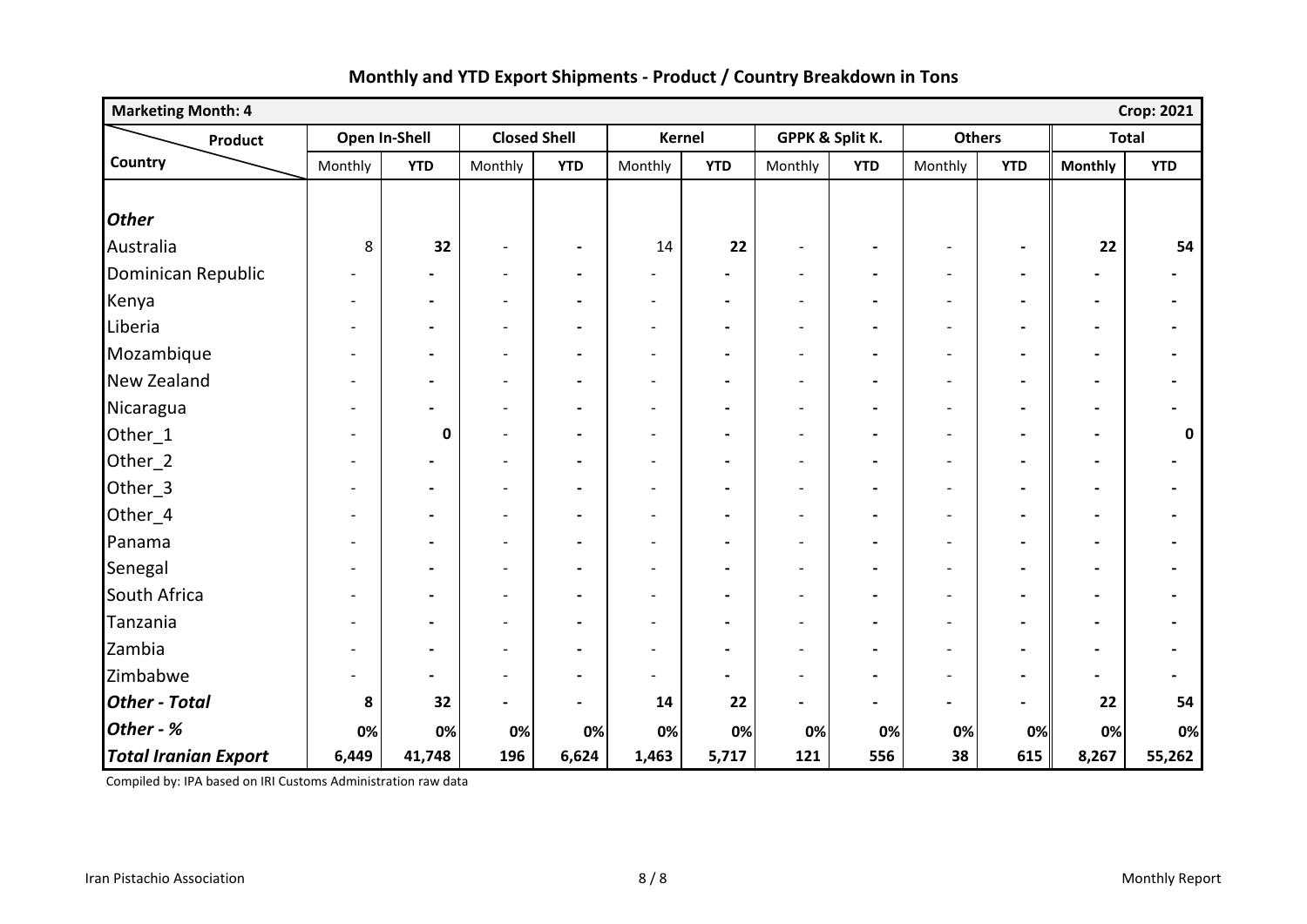## Monthly and YTD Export Shipments - Product / Country Breakdown in Tons

| Marketing Month: 4 | | | | | | | | | | | | Crop: 2021 |
|---|---|---|---|---|---|---|---|---|---|---|---|---|
| Product / Country | Open In-Shell | | Closed Shell | | Kernel | | GPPK & Split K. | | Others | | Total | |
| | Monthly | YTD | Monthly | YTD | Monthly | YTD | Monthly | YTD | Monthly | YTD | Monthly | YTD |
| ***Other*** | | | | | | | | | | | | |
| Australia | 8 | **32** | - | - | 14 | **22** | - | - | - | - | **22** | **54** |
| Dominican Republic | - | - | - | - | - | - | - | - | - | - | - | - |
| Kenya | - | - | - | - | - | - | - | - | - | - | - | - |
| Liberia | - | - | - | - | - | - | - | - | - | - | - | - |
| Mozambique | - | - | - | - | - | - | - | - | - | - | - | - |
| New Zealand | - | - | - | - | - | - | - | - | - | - | - | - |
| Nicaragua | - | - | - | - | - | - | - | - | - | - | - | - |
| Other_1 | - | **0** | - | - | - | - | - | - | - | - | - | **0** |
| Other_2 | - | - | - | - | - | - | - | - | - | - | - | - |
| Other_3 | - | - | - | - | - | - | - | - | - | - | - | - |
| Other_4 | - | - | - | - | - | - | - | - | - | - | - | - |
| Panama | - | - | - | - | - | - | - | - | - | - | - | - |
| Senegal | - | - | - | - | - | - | - | - | - | - | - | - |
| South Africa | - | - | - | - | - | - | - | - | - | - | - | - |
| Tanzania | - | - | - | - | - | - | - | - | - | - | - | - |
| Zambia | - | - | - | - | - | - | - | - | - | - | - | - |
| Zimbabwe | - | - | - | - | - | - | - | - | - | - | - | - |
| ***Other - Total*** | **8** | **32** | - | - | **14** | **22** | - | - | - | - | **22** | **54** |
| ***Other - %*** | **0%** | **0%** | **0%** | **0%** | **0%** | **0%** | **0%** | **0%** | **0%** | **0%** | **0%** | **0%** |
| ***Total Iranian Export*** | **6,449** | **41,748** | **196** | **6,624** | **1,463** | **5,717** | **121** | **556** | **38** | **615** | **8,267** | **55,262** |

Compiled by: IPA based on IRI Customs Administration raw data